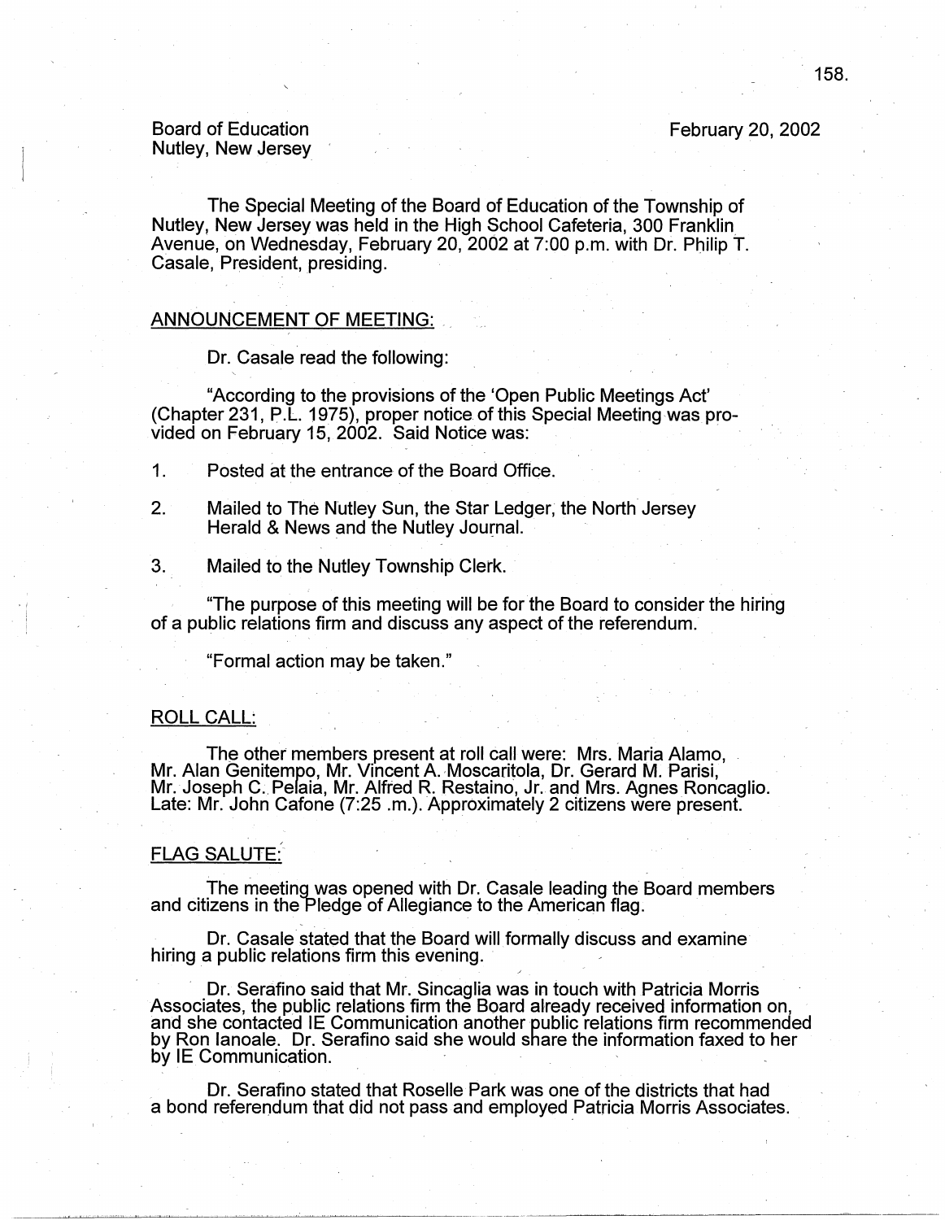Board of Education
Nutley, New Jersey

February 20, 2002

The Special Meeting of the Board of Education of the Township of Nutley, New Jersey was held in the High School Cafeteria, 300 Franklin Avenue, on Wednesday, February 20, 2002 at 7:00 p.m. with Dr. Philip T. Casale, President, presiding.

## ANNOUNCEMENT OF MEETING:

Dr. Casale read the following:

"According to the provisions of the 'Open Public Meetings Act' (Chapter 231, P.L. 1975), proper notice of this Special Meeting was provided on February 15, 2002. Said Notice was:

1. Posted at the entrance of the Board Office.
2. Mailed to The Nutley Sun, the Star Ledger, the North Jersey Herald & News and the Nutley Journal.
3. Mailed to the Nutley Township Clerk.

"The purpose of this meeting will be for the Board to consider the hiring of a public relations firm and discuss any aspect of the referendum.

"Formal action may be taken."

## ROLL CALL:

The other members present at roll call were: Mrs. Maria Alamo, Mr. Alan Genitempo, Mr. Vincent A. Moscaritola, Dr. Gerard M. Parisi, Mr. Joseph C. Pelaia, Mr. Alfred R. Restaino, Jr. and Mrs. Agnes Roncaglio. Late: Mr. John Cafone (7:25 .m.). Approximately 2 citizens were present.

## FLAG SALUTE:

The meeting was opened with Dr. Casale leading the Board members and citizens in the Pledge of Allegiance to the American flag.

Dr. Casale stated that the Board will formally discuss and examine hiring a public relations firm this evening.

Dr. Serafino said that Mr. Sincaglia was in touch with Patricia Morris Associates, the public relations firm the Board already received information on, and she contacted IE Communication another public relations firm recommended by Ron Ianoale. Dr. Serafino said she would share the information faxed to her by IE Communication.

Dr. Serafino stated that Roselle Park was one of the districts that had a bond referendum that did not pass and employed Patricia Morris Associates.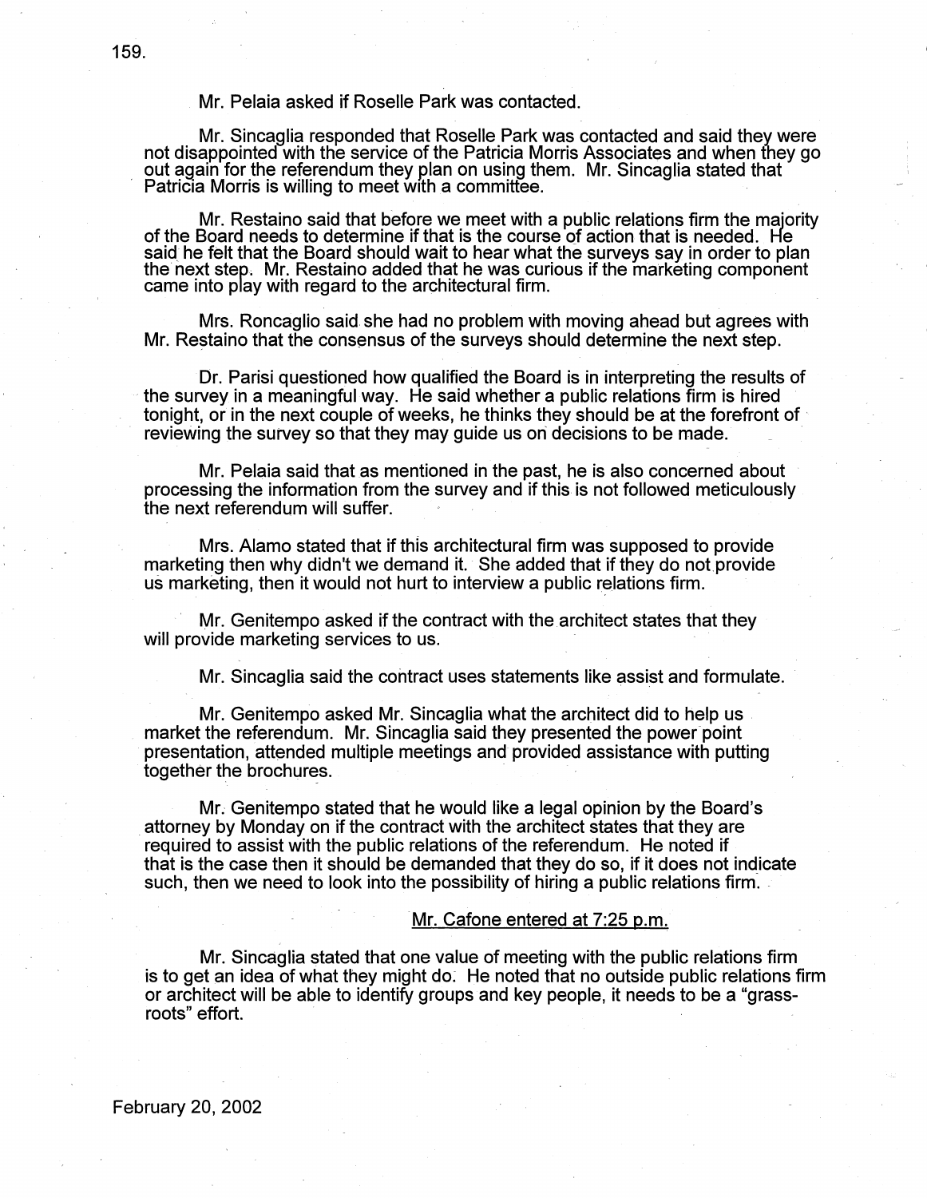Mr. Pelaia asked if Roselle Park was contacted.

Mr. Sincaglia responded that Roselle Park was contacted and said they were not disappointed with the service of the Patricia Morris Associates and when they go out again for the referendum they plan on using them. Mr. Sincaglia stated that Patricia Morris is willing to meet with a committee.

Mr. Restaino said that before we meet with a public relations firm the majority of the Board needs to determine if that is the course of action that is needed. He said he felt that the Board should wait to hear what the surveys say in order to plan the next step. Mr. Restaino added that he was curious if the marketing component came into play with regard to the architectural firm.

Mrs. Roncaglio said she had no problem with moving ahead but agrees with Mr. Restaino that the consensus of the surveys should determine the next step.

Dr. Parisi questioned how qualified the Board is in interpreting the results of the survey in a meaningful way. He said whether a public relations firm is hired tonight, or in the next couple of weeks, he thinks they should be at the forefront of reviewing the survey so that they may guide us on decisions to be made.

Mr. Pelaia said that as mentioned in the past, he is also concerned about processing the information from the survey and if this is not followed meticulously the next referendum will suffer.

Mrs. Alamo stated that if this architectural firm was supposed to provide marketing then why didn't we demand it. She added that if they do not provide us marketing, then it would not hurt to interview a public relations firm.

Mr. Genitempo asked if the contract with the architect states that they will provide marketing services to us.

Mr. Sincaglia said the contract uses statements like assist and formulate.

Mr. Genitempo asked Mr. Sincaglia what the architect did to help us market the referendum. Mr. Sincaglia said they presented the power point presentation, attended multiple meetings and provided assistance with putting together the brochures.

Mr. Genitempo stated that he would like a legal opinion by the Board's attorney by Monday on if the contract with the architect states that they are required to assist with the public relations of the referendum. He noted if that is the case then it should be demanded that they do so, if it does not indicate such, then we need to look into the possibility of hiring a public relations firm.

Mr. Cafone entered at 7:25 p.m.

Mr. Sincaglia stated that one value of meeting with the public relations firm is to get an idea of what they might do. He noted that no outside public relations firm or architect will be able to identify groups and key people, it needs to be a "grass-roots" effort.

February 20, 2002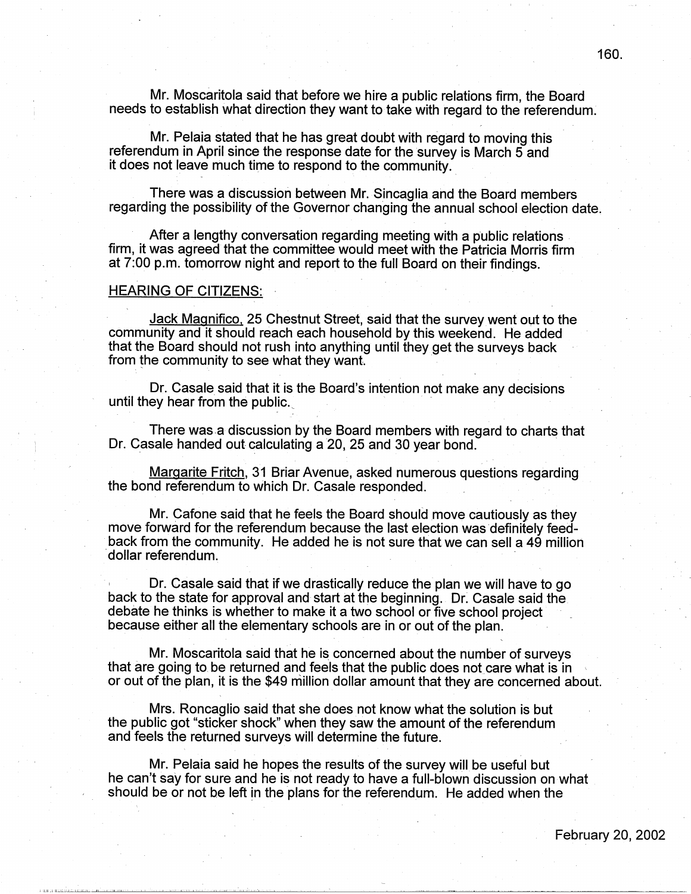Mr. Moscaritola said that before we hire a public relations firm, the Board needs to establish what direction they want to take with regard to the referendum.

Mr. Pelaia stated that he has great doubt with regard to moving this referendum in April since the response date for the survey is March 5 and it does not leave much time to respond to the community.

There was a discussion between Mr. Sincaglia and the Board members regarding the possibility of the Governor changing the annual school election date.

After a lengthy conversation regarding meeting with a public relations firm, it was agreed that the committee would meet with the Patricia Morris firm at 7:00 p.m. tomorrow night and report to the full Board on their findings.

## HEARING OF CITIZENS:

Jack Magnifico, 25 Chestnut Street, said that the survey went out to the community and it should reach each household by this weekend. He added that the Board should not rush into anything until they get the surveys back from the community to see what they want.

Dr. Casale said that it is the Board's intention not make any decisions until they hear from the public.

There was a discussion by the Board members with regard to charts that Dr. Casale handed out calculating a 20, 25 and 30 year bond.

Margarite Fritch, 31 Briar Avenue, asked numerous questions regarding the bond referendum to which Dr. Casale responded.

Mr. Cafone said that he feels the Board should move cautiously as they move forward for the referendum because the last election was definitely feed-back from the community. He added he is not sure that we can sell a 49 million dollar referendum.

Dr. Casale said that if we drastically reduce the plan we will have to go back to the state for approval and start at the beginning. Dr. Casale said the debate he thinks is whether to make it a two school or five school project because either all the elementary schools are in or out of the plan.

Mr. Moscaritola said that he is concerned about the number of surveys that are going to be returned and feels that the public does not care what is in or out of the plan, it is the $49 million dollar amount that they are concerned about.

Mrs. Roncaglio said that she does not know what the solution is but the public got "sticker shock" when they saw the amount of the referendum and feels the returned surveys will determine the future.

Mr. Pelaia said he hopes the results of the survey will be useful but he can't say for sure and he is not ready to have a full-blown discussion on what should be or not be left in the plans for the referendum. He added when the

February 20, 2002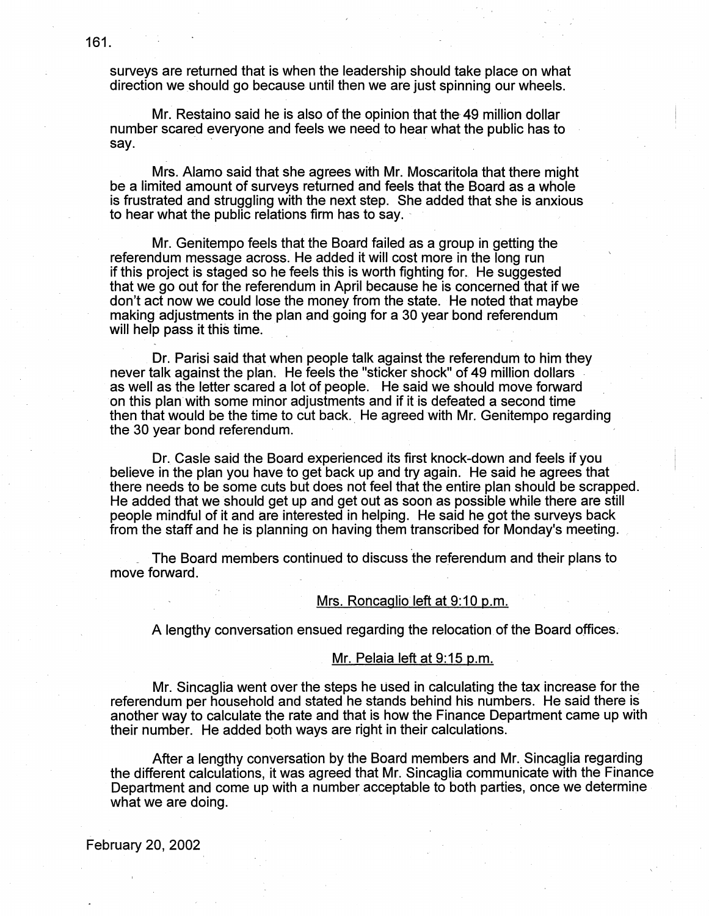surveys are returned that is when the leadership should take place on what direction we should go because until then we are just spinning our wheels.

Mr. Restaino said he is also of the opinion that the 49 million dollar number scared everyone and feels we need to hear what the public has to say.

Mrs. Alamo said that she agrees with Mr. Moscaritola that there might be a limited amount of surveys returned and feels that the Board as a whole is frustrated and struggling with the next step. She added that she is anxious to hear what the public relations firm has to say.

Mr. Genitempo feels that the Board failed as a group in getting the referendum message across. He added it will cost more in the long run if this project is staged so he feels this is worth fighting for. He suggested that we go out for the referendum in April because he is concerned that if we don't act now we could lose the money from the state. He noted that maybe making adjustments in the plan and going for a 30 year bond referendum will help pass it this time.

Dr. Parisi said that when people talk against the referendum to him they never talk against the plan. He feels the "sticker shock" of 49 million dollars as well as the letter scared a lot of people. He said we should move forward on this plan with some minor adjustments and if it is defeated a second time then that would be the time to cut back. He agreed with Mr. Genitempo regarding the 30 year bond referendum.

Dr. Casle said the Board experienced its first knock-down and feels if you believe in the plan you have to get back up and try again. He said he agrees that there needs to be some cuts but does not feel that the entire plan should be scrapped. He added that we should get up and get out as soon as possible while there are still people mindful of it and are interested in helping. He said he got the surveys back from the staff and he is planning on having them transcribed for Monday's meeting.

The Board members continued to discuss the referendum and their plans to move forward.

Mrs. Roncaglio left at 9:10 p.m.

A lengthy conversation ensued regarding the relocation of the Board offices.

Mr. Pelaia left at 9:15 p.m.

Mr. Sincaglia went over the steps he used in calculating the tax increase for the referendum per household and stated he stands behind his numbers. He said there is another way to calculate the rate and that is how the Finance Department came up with their number. He added both ways are right in their calculations.

After a lengthy conversation by the Board members and Mr. Sincaglia regarding the different calculations, it was agreed that Mr. Sincaglia communicate with the Finance Department and come up with a number acceptable to both parties, once we determine what we are doing.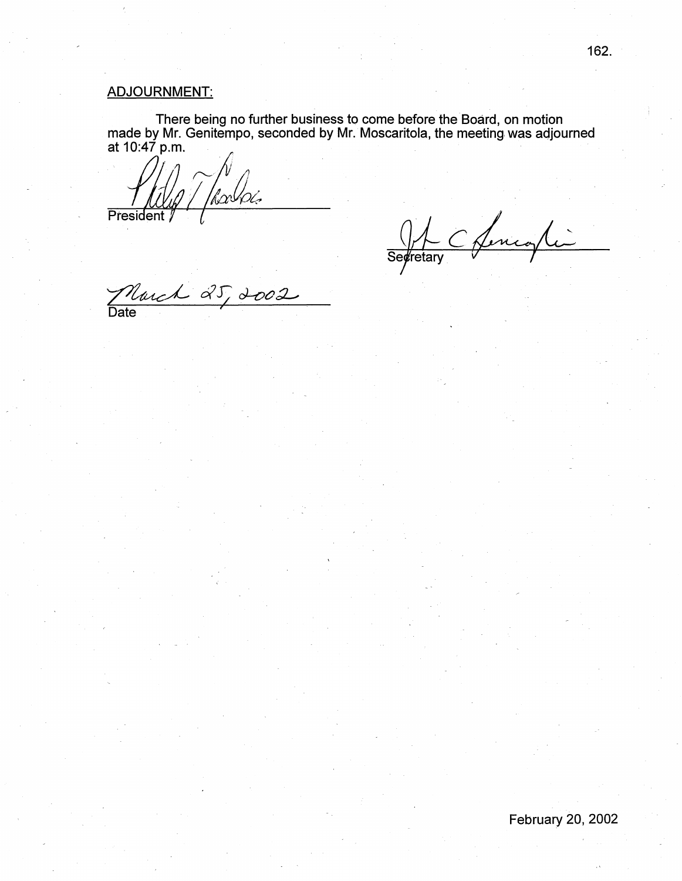ADJOUNRMENT:

There being no further business to come before the Board, on motion made by Mr. Genitempo, seconded by Mr. Moscaritola, the meeting was adjourned at 10:47 p.m.

President

Secretary

March 25, 2002

Date

ADJOURNMENT:

There being no further business to come before the Board, on motion made by Mr. Genitempo, seconded by Mr. Moscaritola, the meeting was adjourned at 10:47 p.m.

President

Secretary

March 25, 2002

Date